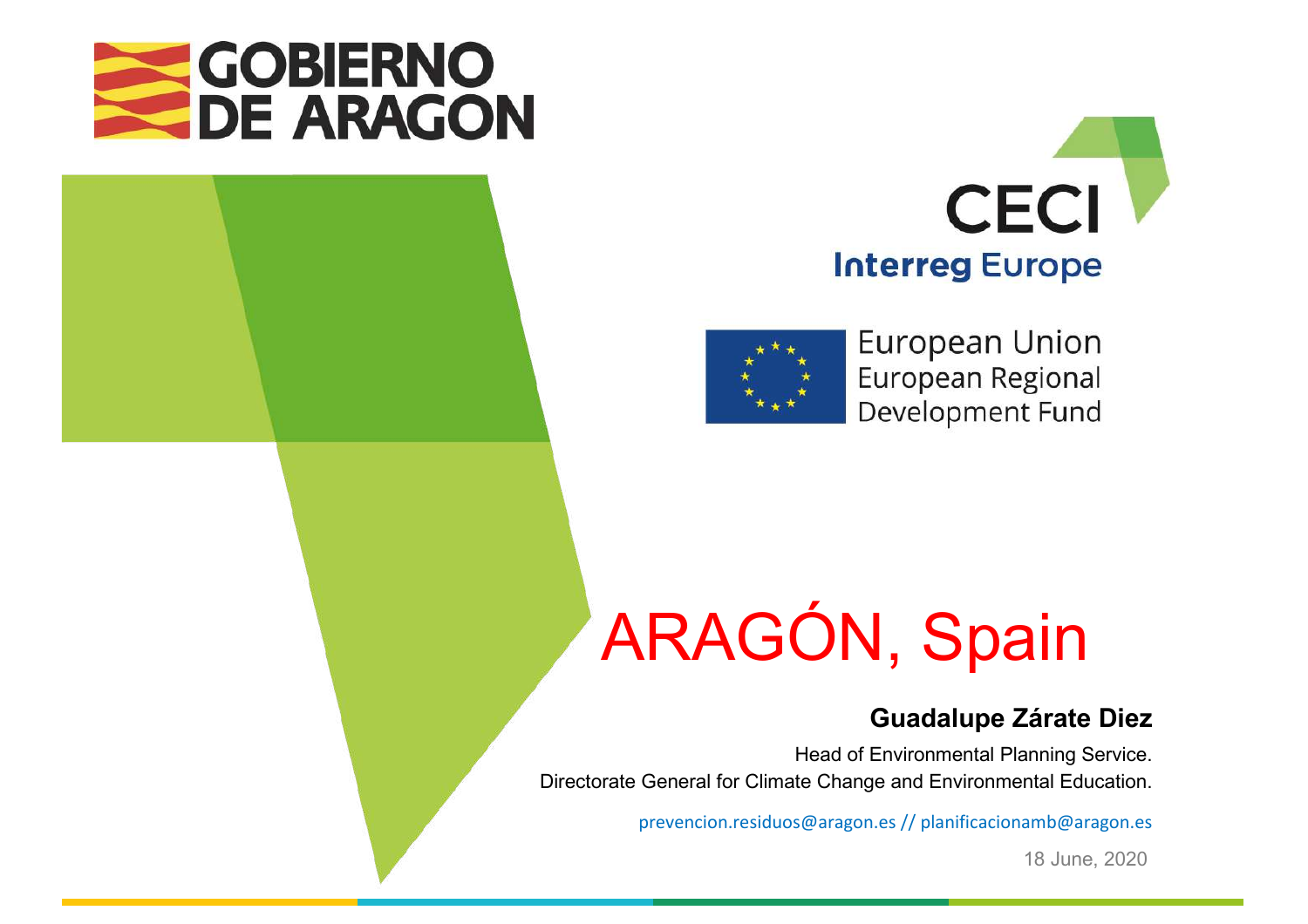GOBIERNO DE ARAGON

CECI

Interreg Europe

European Union
European Regional Development Fund

# ARAGÓN, Spain

**Guadalupe Zárate Diez**

Head of Environmental Planning Service.
Directorate General for Climate Change and Environmental Education.

prevencion.residuos@aragon.es // planificacionamb@aragon.es

18 June, 2020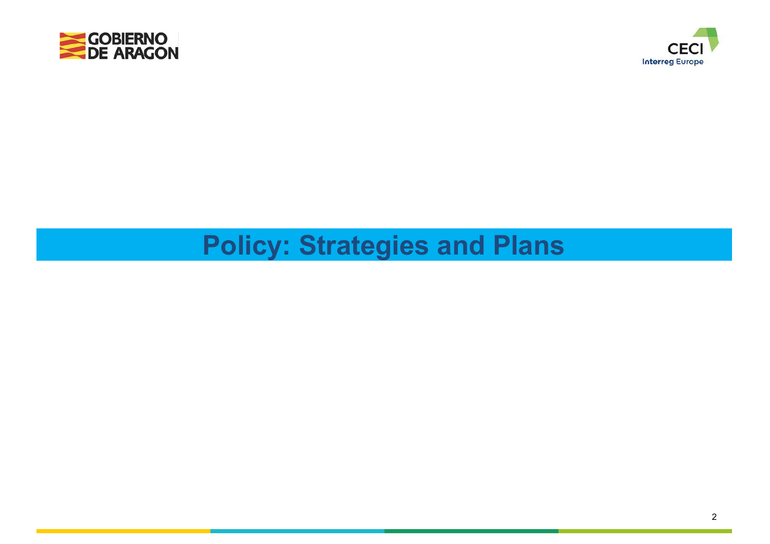# Policy: Strategies and Plans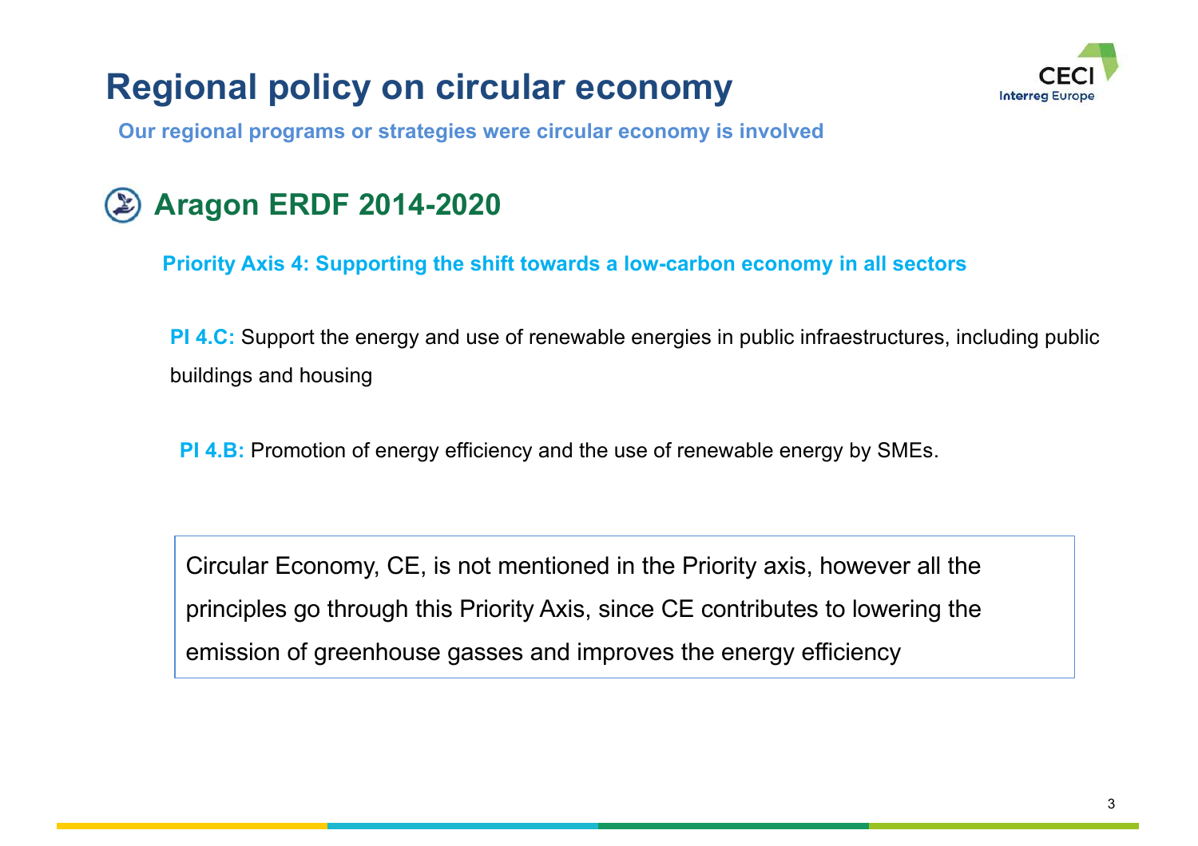# Regional policy on circular economy

**Our regional programs or strategies were circular economy is involved**

## Aragon ERDF 2014-2020

**Priority Axis 4: Supporting the shift towards a low-carbon economy in all sectors**

**PI 4.C:** Support the energy and use of renewable energies in public infraestructures, including public buildings and housing

**PI 4.B:** Promotion of energy efficiency and the use of renewable energy by SMEs.

Circular Economy, CE, is not mentioned in the Priority axis, however all the principles go through this Priority Axis, since CE contributes to lowering the emission of greenhouse gasses and improves the energy efficiency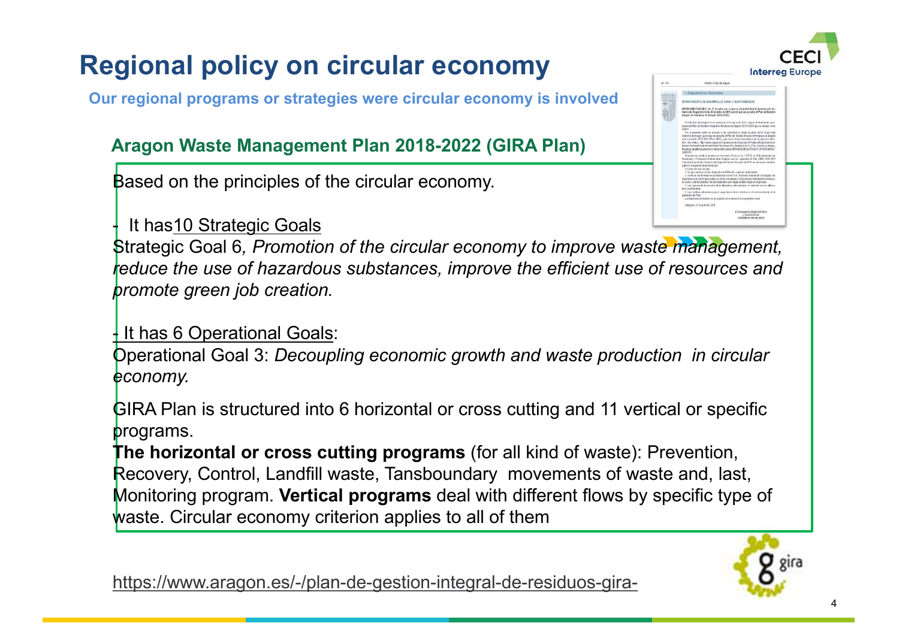# Regional policy on circular economy

**Our regional programs or strategies were circular economy is involved**

## Aragon Waste Management Plan 2018-2022 (GIRA Plan)

Based on the principles of the circular economy.

- It has 10 Strategic Goals

Strategic Goal 6, *Promotion of the circular economy to improve waste management, reduce the use of hazardous substances, improve the efficient use of resources and promote green job creation.*

- It has 6 Operational Goals:

Operational Goal 3: *Decoupling economic growth and waste production in circular economy.*

GIRA Plan is structured into 6 horizontal or cross cutting and 11 vertical or specific programs.

**The horizontal or cross cutting programs** (for all kind of waste): Prevention, Recovery, Control, Landfill waste, Tansboundary movements of waste and, last, Monitoring program. **Vertical programs** deal with different flows by specific type of waste. Circular economy criterion applies to all of them

https://www.aragon.es/-/plan-de-gestion-integral-de-residuos-gira-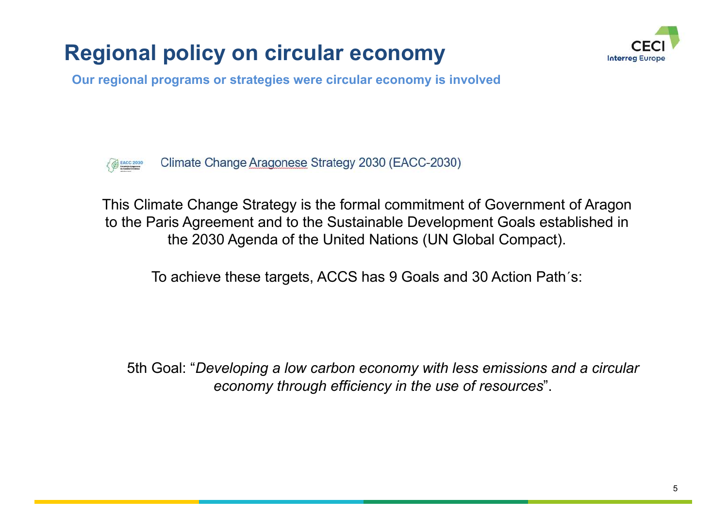# Regional policy on circular economy

**Our regional programs or strategies were circular economy is involved**

Climate Change Aragonese Strategy 2030 (EACC-2030)

This Climate Change Strategy is the formal commitment of Government of Aragon to the Paris Agreement and to the Sustainable Development Goals established in the 2030 Agenda of the United Nations (UN Global Compact).

To achieve these targets, ACCS has 9 Goals and 30 Action Path´s:

5th Goal: “*Developing a low carbon economy with less emissions and a circular economy through efficiency in the use of resources*”.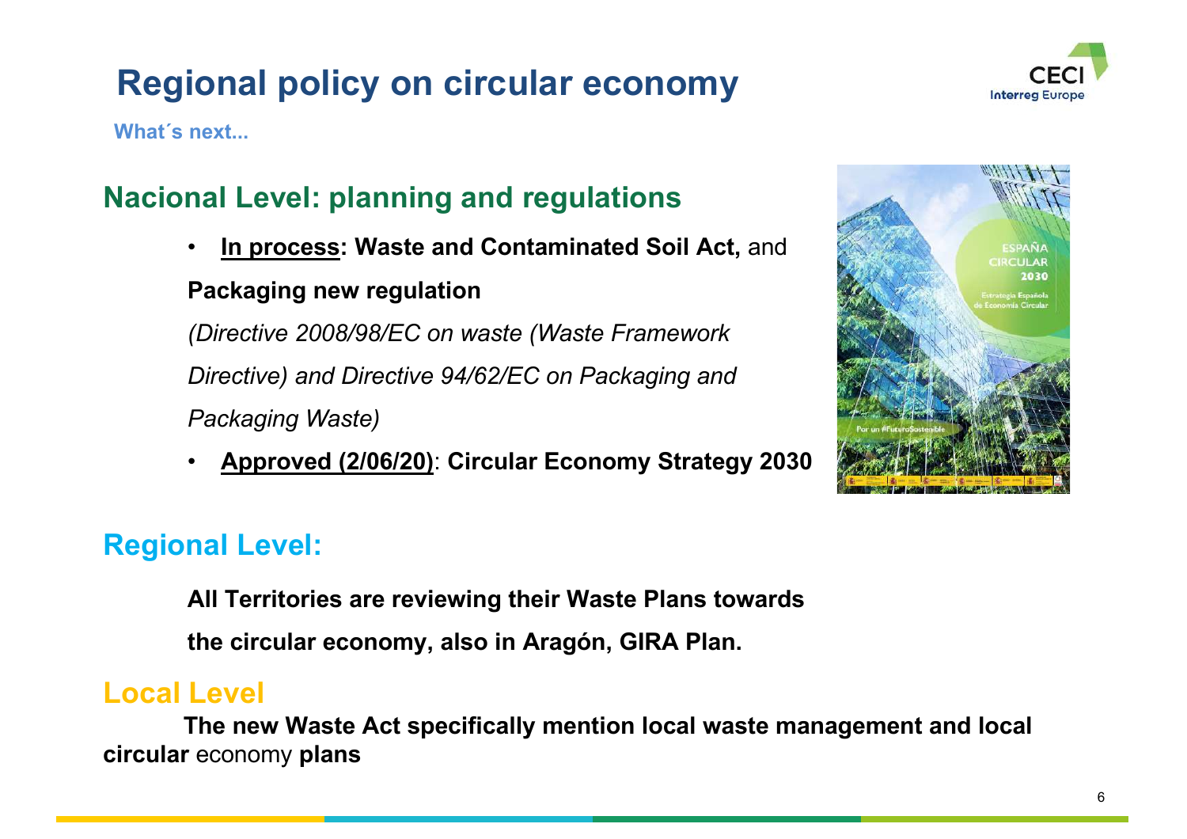# Regional policy on circular economy

What´s next...

## Nacional Level: planning and regulations

- **<u>In process</u>: Waste and Contaminated Soil Act,** and **Packaging new regulation**

  *(Directive 2008/98/EC on waste (Waste Framework Directive) and Directive 94/62/EC on Packaging and Packaging Waste)*

- **<u>Approved (2/06/20)</u>**: **Circular Economy Strategy 2030**

## Regional Level:

**All Territories are reviewing their Waste Plans towards the circular economy, also in Aragón, GIRA Plan.**

## Local Level

**The new Waste Act specifically mention local waste management and local circular** economy **plans**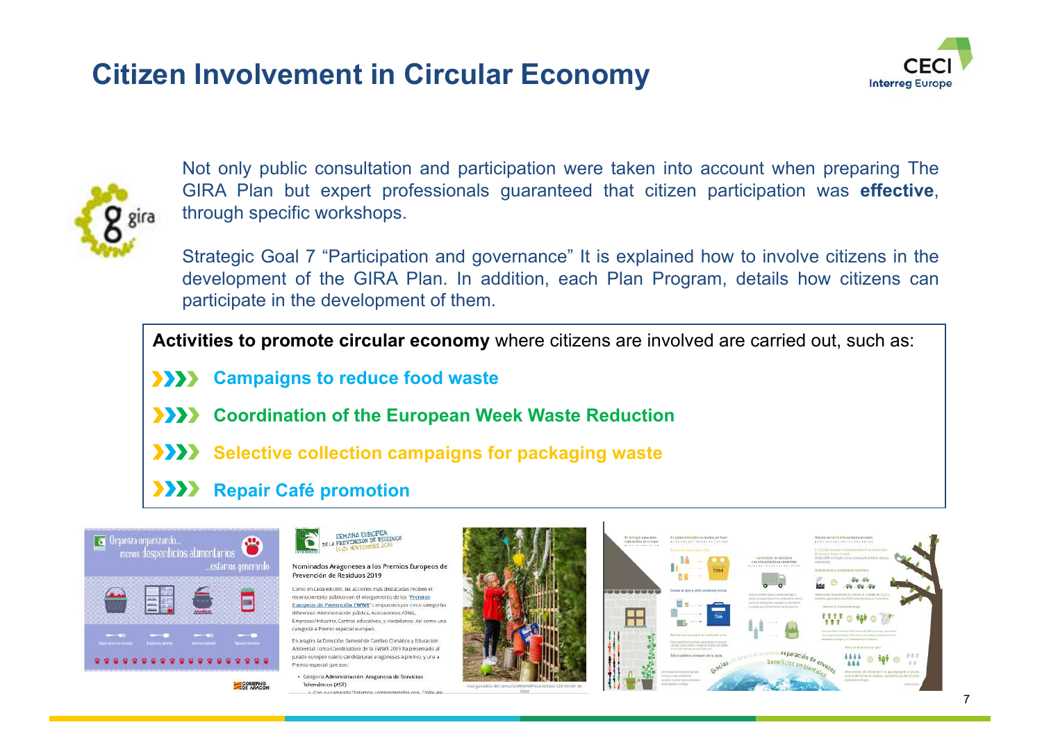# Citizen Involvement in Circular Economy

Not only public consultation and participation were taken into account when preparing The GIRA Plan but expert professionals guaranteed that citizen participation was **effective**, through specific workshops.

Strategic Goal 7 “Participation and governance” It is explained how to involve citizens in the development of the GIRA Plan. In addition, each Plan Program, details how citizens can participate in the development of them.

**Activities to promote circular economy** where citizens are involved are carried out, such as:

- **Campaigns to reduce food waste**
- **Coordination of the European Week Waste Reduction**
- **Selective collection campaigns for packaging waste**
- **Repair Café promotion**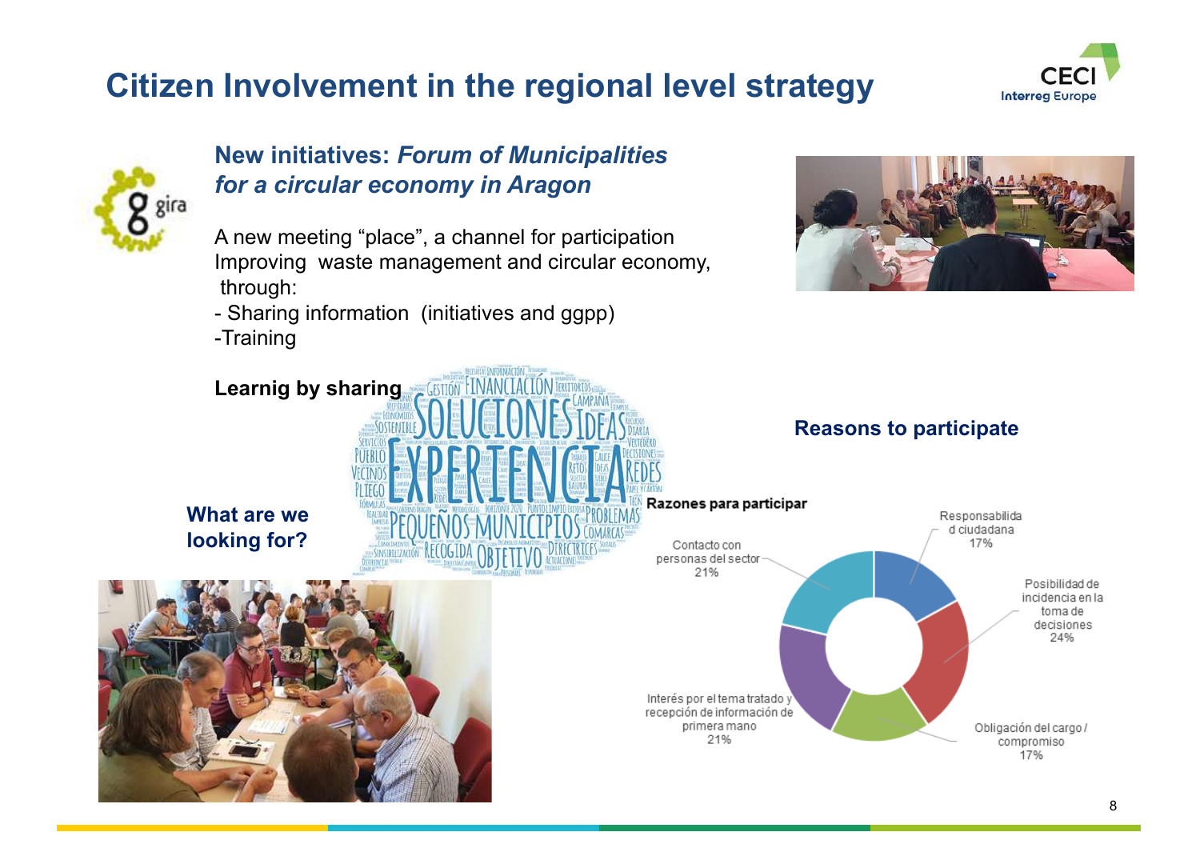# Citizen Involvement in the regional level strategy

## New initiatives: *Forum of Municipalities for a circular economy in Aragon*

A new meeting "place", a channel for participation
Improving waste management and circular economy, through:

- Sharing information (initiatives and ggpp)
- Training

**Learnig by sharing**

**What are we looking for?**

**Reasons to participate**

**Razones para participar**

- Responsabilidad ciudadana 17%
- Posibilidad de incidencia en la toma de decisiones 24%
- Obligación del cargo / compromiso 17%
- Interés por el tema tratado y recepción de información de primera mano 21%
- Contacto con personas del sector 21%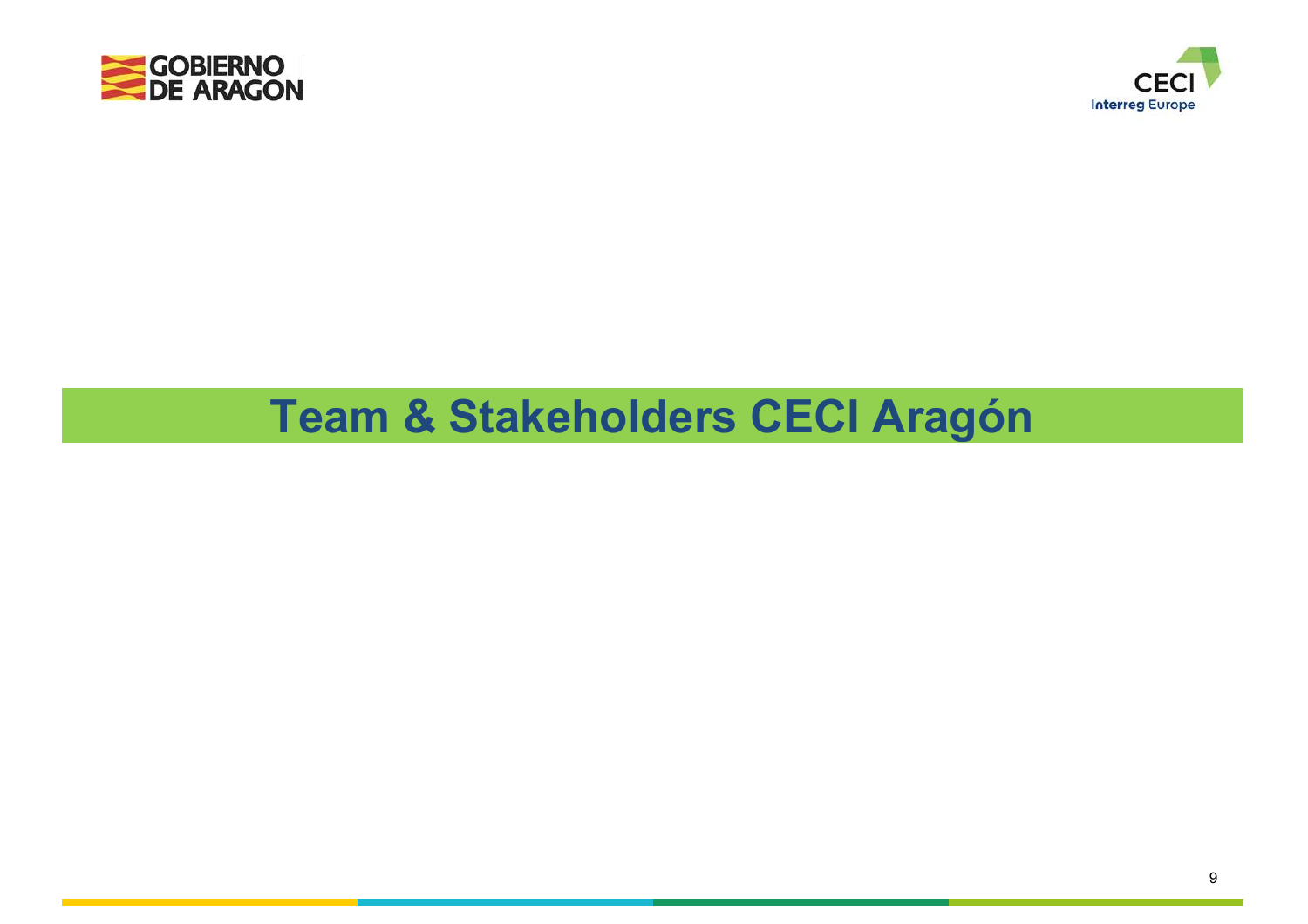# Team & Stakeholders CECI Aragón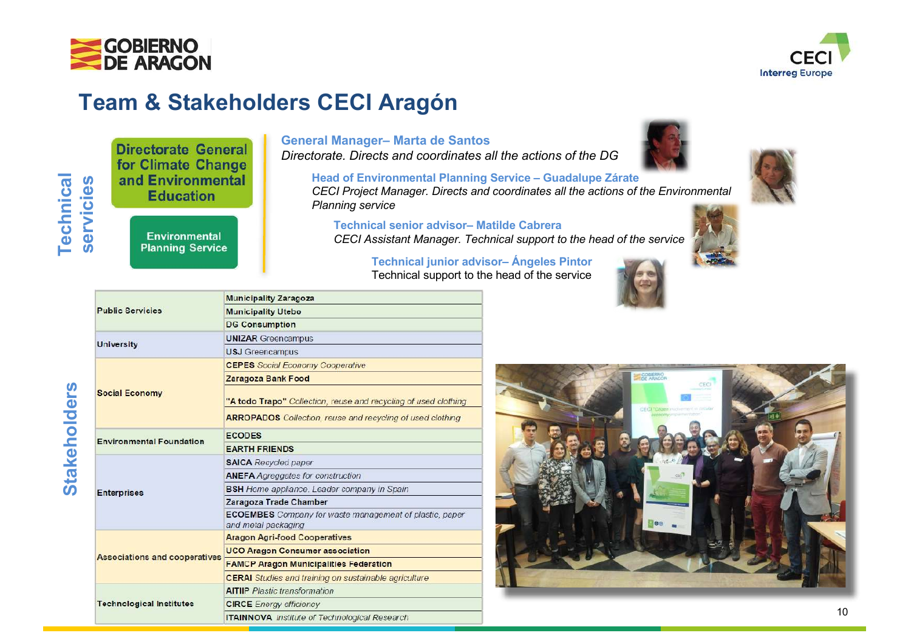# Team & Stakeholders CECI Aragón

## Technical servicies

**Directorate General for Climate Change and Environmental Education**

**Environmental Planning Service**

**General Manager– Marta de Santos**
*Directorate. Directs and coordinates all the actions of the DG*

**Head of Environmental Planning Service – Guadalupe Zárate**
*CECI Project Manager. Directs and coordinates all the actions of the Environmental Planning service*

**Technical senior advisor– Matilde Cabrera**
*CECI Assistant Manager. Technical support to the head of the service*

**Technical junior advisor– Ángeles Pintor**
Technical support to the head of the service

## Stakeholders

| | |
|---|---|
| Public Servicies | Municipality Zaragoza |
| | Municipality Utebo |
| | DG Consumption |
| University | UNIZAR Greencampus |
| | USJ Greencampus |
| Social Economy | CEPES *Social Economy Cooperative* |
| | Zaragoza Bank Food |
| | "A todo Trapo" *Collection, reuse and recycling of used clothing* |
| | ARROPADOS *Collection, reuse and recycling of used clothing* |
| Environmental Foundation | ECODES |
| | EARTH FRIENDS |
| Enterprises | SAICA *Recycled paper* |
| | ANEFA *Agreggates for construction* |
| | BSH *Home appliance. Leader company in Spain* |
| | Zaragoza Trade Chamber |
| | ECOEMBES *Company for waste management of plastic, paper and metal packaging* |
| Associations and cooperatives | Aragon Agri-food Cooperatives |
| | UCO Aragon Consumer association |
| | FAMCP Aragon Municipalities Federation |
| | CERAI *Studies and training on sustainable agriculture* |
| Technological Institutes | AITIIP *Plastic transformation* |
| | CIRCE *Energy efficiency* |
| | ITAINNOVA *Institute of Technological Research* |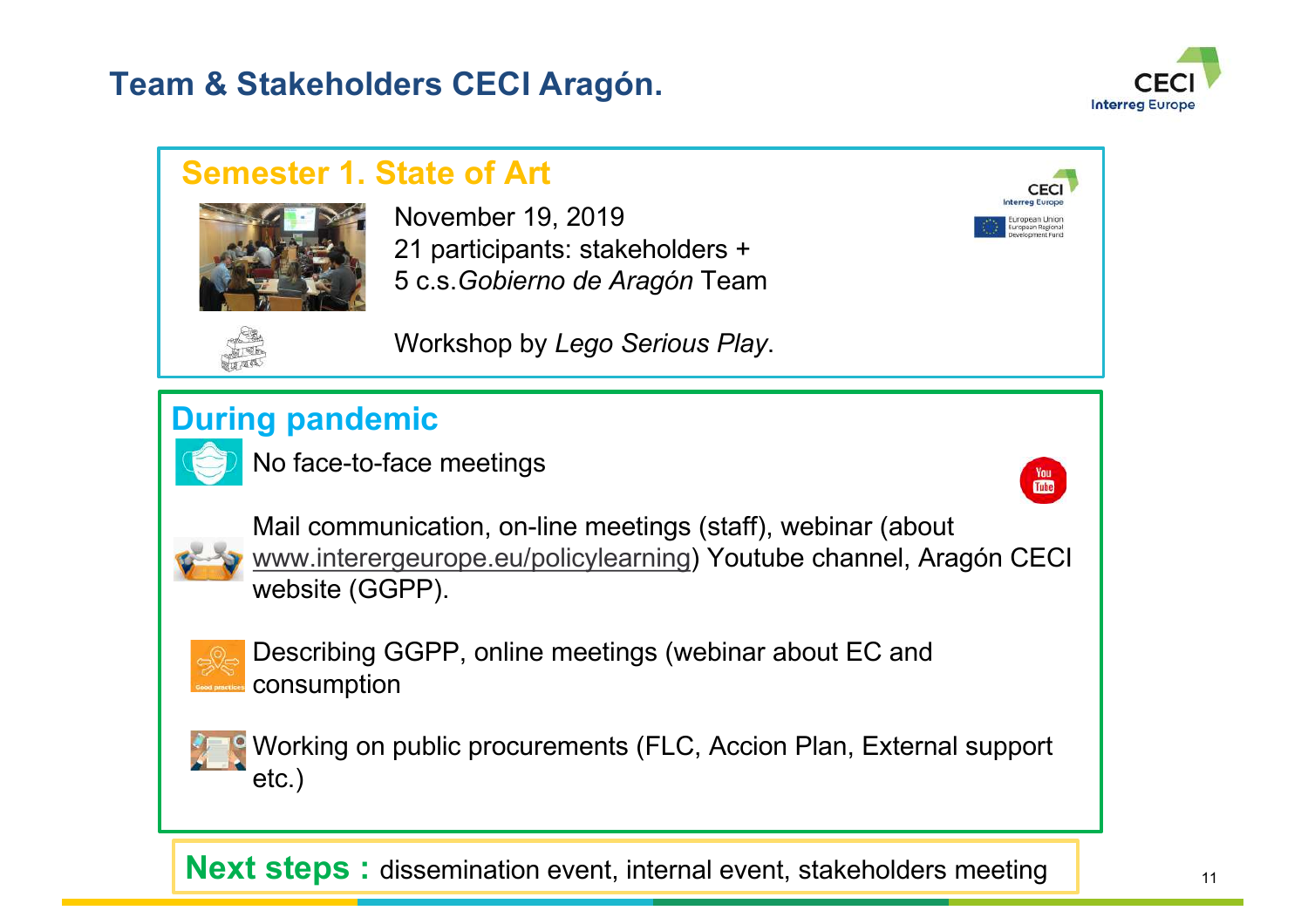# Team & Stakeholders CECI Aragón.

## Semester 1. State of Art

November 19, 2019
21 participants: stakeholders +
5 c.s.*Gobierno de Aragón* Team

Workshop by *Lego Serious Play*.

## During pandemic

No face-to-face meetings

Mail communication, on-line meetings (staff), webinar (about www.interergeurope.eu/policylearning) Youtube channel, Aragón CECI website (GGPP).

Describing GGPP, online meetings (webinar about EC and consumption

Working on public procurements (FLC, Accion Plan, External support etc.)

**Next steps :** dissemination event, internal event, stakeholders meeting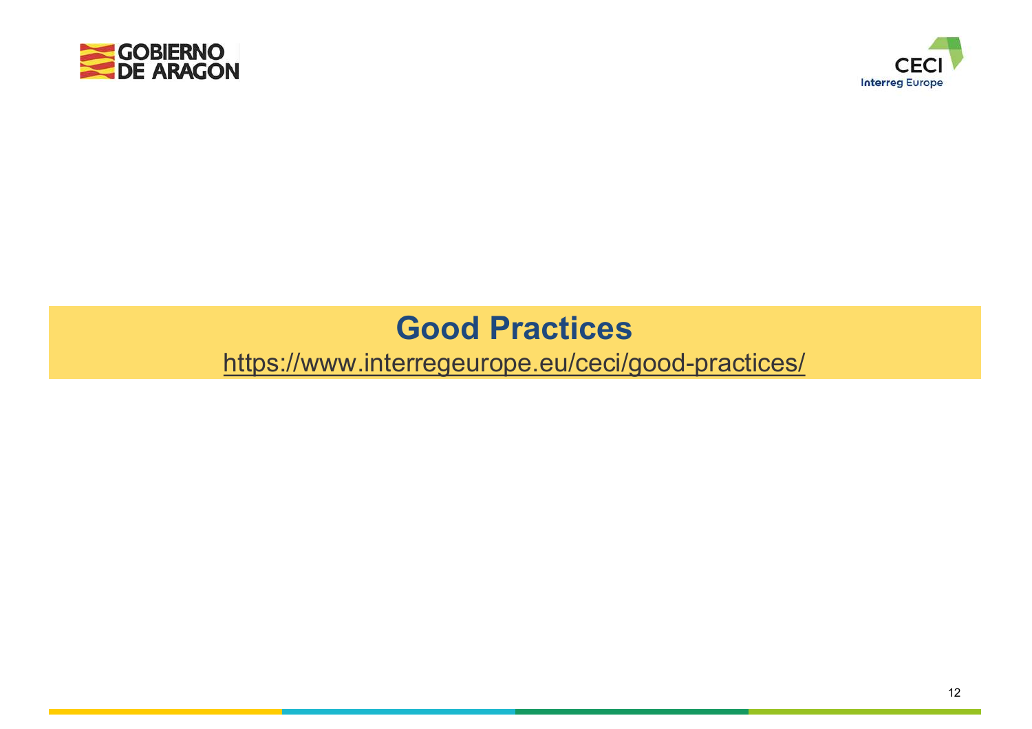# Good Practices

https://www.interregeurope.eu/ceci/good-practices/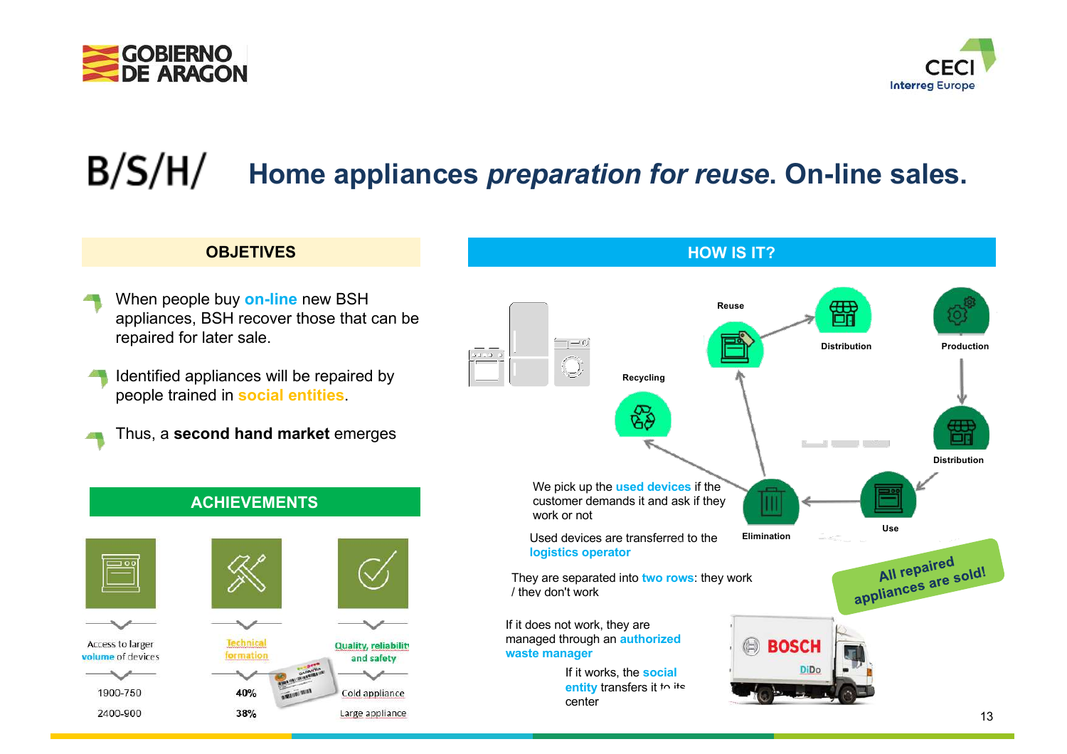# B/S/H/ Home appliances *preparation for reuse*. On-line sales.

## OBJETIVES

- When people buy **on-line** new BSH appliances, BSH recover those that can be repaired for later sale.
- Identified appliances will be repaired by people trained in **social entities**.
- Thus, a **second hand market** emerges

## ACHIEVEMENTS

| Access to larger volume of devices | Technical formation | Quality, reliability and safety |
|---|---|---|
| 1900-750 | 40% | Cold appliance |
| 2400-900 | 38% | Large appliance |

## HOW IS IT?

Reuse → Distribution; Production → Distribution → Use → Elimination → Reuse / Recycling

We pick up the **used devices** if the customer demands it and ask if they work or not

Used devices are transferred to the **logistics operator**

They are separated into **two rows**: they work / they don't work

If it does not work, they are managed through an **authorized waste manager**

If it works, the **social entity** transfers it to its center

**All repaired appliances are sold!**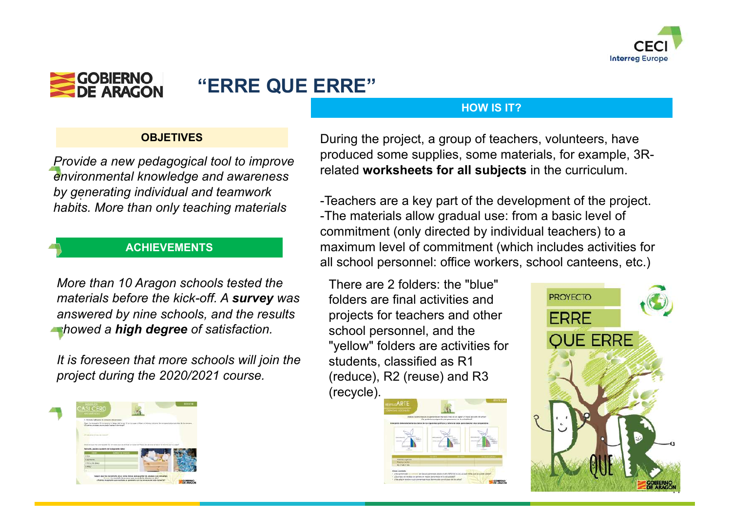# "ERRE QUE ERRE"

## OBJETIVES

*Provide a new pedagogical tool to improve environmental knowledge and awareness by generating individual and teamwork habits. More than only teaching materials*

## ACHIEVEMENTS

*More than 10 Aragon schools tested the materials before the kick-off. A **survey** was answered by nine schools, and the results showed a **high degree** of satisfaction.*

*It is foreseen that more schools will join the project during the 2020/2021 course.*

## HOW IS IT?

During the project, a group of teachers, volunteers, have produced some supplies, some materials, for example, 3R-related **worksheets for all subjects** in the curriculum.

-Teachers are a key part of the development of the project.
-The materials allow gradual use: from a basic level of commitment (only directed by individual teachers) to a maximum level of commitment (which includes activities for all school personnel: office workers, school canteens, etc.)

There are 2 folders: the "blue" folders are final activities and projects for teachers and other school personnel, and the "yellow" folders are activities for students, classified as R1 (reduce), R2 (reuse) and R3 (recycle).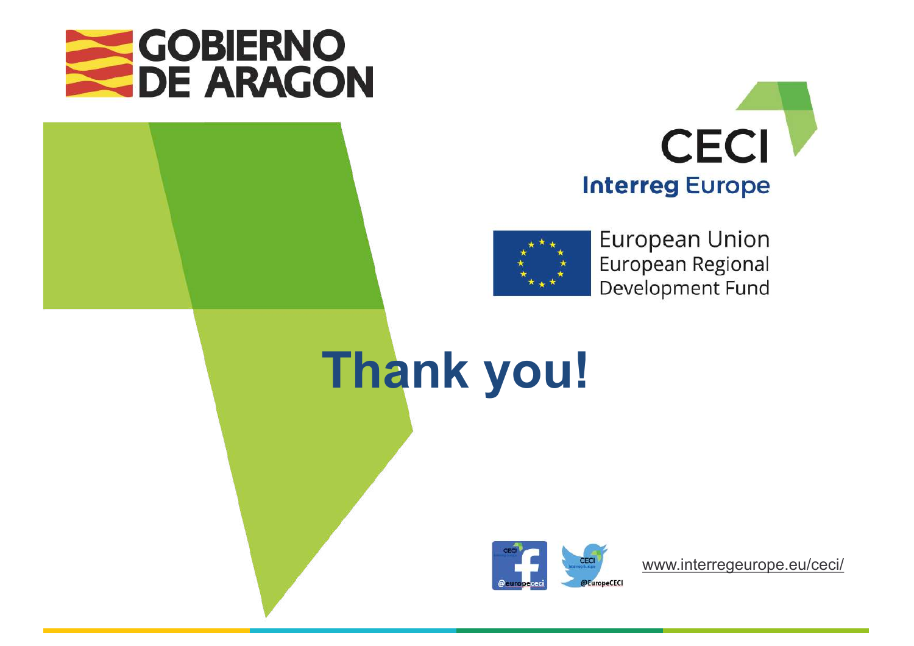GOBIERNO DE ARAGON

CECI

Interreg Europe

European Union
European Regional
Development Fund

# Thank you!

@europececi

@EuropeCECI

www.interregeurope.eu/ceci/